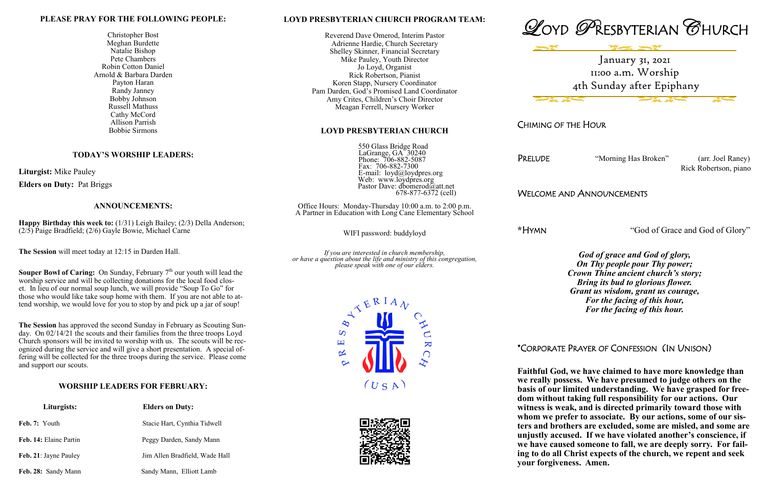## PLEASE PRAY FOR THE FOLLOWING PEOPLE:

Christopher Bost
Meghan Burdette
Natalie Bishop
Pete Chambers
Robin Cotton Daniel
Arnold & Barbara Darden
Payton Haran
Randy Janney
Bobby Johnson
Russell Mathuss
Cathy McCord
Allison Parrish
Bobbie Sirmons

## TODAY'S WORSHIP LEADERS:

**Liturgist:** Mike Pauley

**Elders on Duty:** Pat Briggs

## ANNOUNCEMENTS:

**Happy Birthday this week to:** (1/31) Leigh Bailey; (2/3) Della Anderson; (2/5) Paige Bradfield; (2/6) Gayle Bowie, Michael Carne

**The Session** will meet today at 12:15 in Darden Hall.

**Souper Bowl of Caring:** On Sunday, February 7th our youth will lead the worship service and will be collecting donations for the local food closet. In lieu of our normal soup lunch, we will provide "Soup To Go" for those who would like take soup home with them. If you are not able to attend worship, we would love for you to stop by and pick up a jar of soup!

**The Session** has approved the second Sunday in February as Scouting Sunday. On 02/14/21 the scouts and their families from the three troops Loyd Church sponsors will be invited to worship with us. The scouts will be recognized during the service and will give a short presentation. A special offering will be collected for the three troops during the service. Please come and support our scouts.

## WORSHIP LEADERS FOR FEBRUARY:

| Liturgists: | Elders on Duty: |
|---|---|
| **Feb. 7:** Youth | Stacie Hart, Cynthia Tidwell |
| **Feb. 14:** Elaine Partin | Peggy Darden, Sandy Mann |
| **Feb. 21**: Jayne Pauley | Jim Allen Bradfield, Wade Hall |
| **Feb. 28:** Sandy Mann | Sandy Mann, Elliott Lamb |

## LOYD PRESBYTERIAN CHURCH PROGRAM TEAM:

Reverend Dave Omerod, Interim Pastor
Adrienne Hardie, Church Secretary
Shelley Skinner, Financial Secretary
Mike Pauley, Youth Director
Jo Loyd, Organist
Rick Robertson, Pianist
Koren Stapp, Nursery Coordinator
Pam Darden, God's Promised Land Coordinator
Amy Crites, Children's Choir Director
Meagan Ferrell, Nursery Worker

## LOYD PRESBYTERIAN CHURCH

550 Glass Bridge Road
LaGrange, GA 30240
Phone: 706-882-5087
Fax: 706-882-7300
E-mail: loyd@loydpres.org
Web: www.loydpres.org
Pastor Dave: dbomerod@att.net
678-877-6372 (cell)

Office Hours: Monday-Thursday 10:00 a.m. to 2:00 p.m.
A Partner in Education with Long Cane Elementary School

WIFI password: buddyloyd

*If you are interested in church membership, or have a question about the life and ministry of this congregation, please speak with one of our elders.*

# LOYD PRESBYTERIAN CHURCH

January 31, 2021
11:00 a.m. Worship
4th Sunday after Epiphany

CHIMING OF THE HOUR

PRELUDE "Morning Has Broken" (arr. Joel Raney)
Rick Robertson, piano

WELCOME AND ANNOUNCEMENTS

*HYMN "God of Grace and God of Glory"

***God of grace and God of glory,***
***On Thy people pour Thy power;***
***Crown Thine ancient church's story;***
***Bring its bud to glorious flower.***
***Grant us wisdom, grant us courage,***
***For the facing of this hour,***
***For the facing of this hour.***

*CORPORATE PRAYER OF CONFESSION (IN UNISON)

**Faithful God, we have claimed to have more knowledge than we really possess. We have presumed to judge others on the basis of our limited understanding. We have grasped for freedom without taking full responsibility for our actions. Our witness is weak, and is directed primarily toward those with whom we prefer to associate. By our actions, some of our sisters and brothers are excluded, some are misled, and some are unjustly accused. If we have violated another's conscience, if we have caused someone to fall, we are deeply sorry. For failing to do all Christ expects of the church, we repent and seek your forgiveness. Amen.**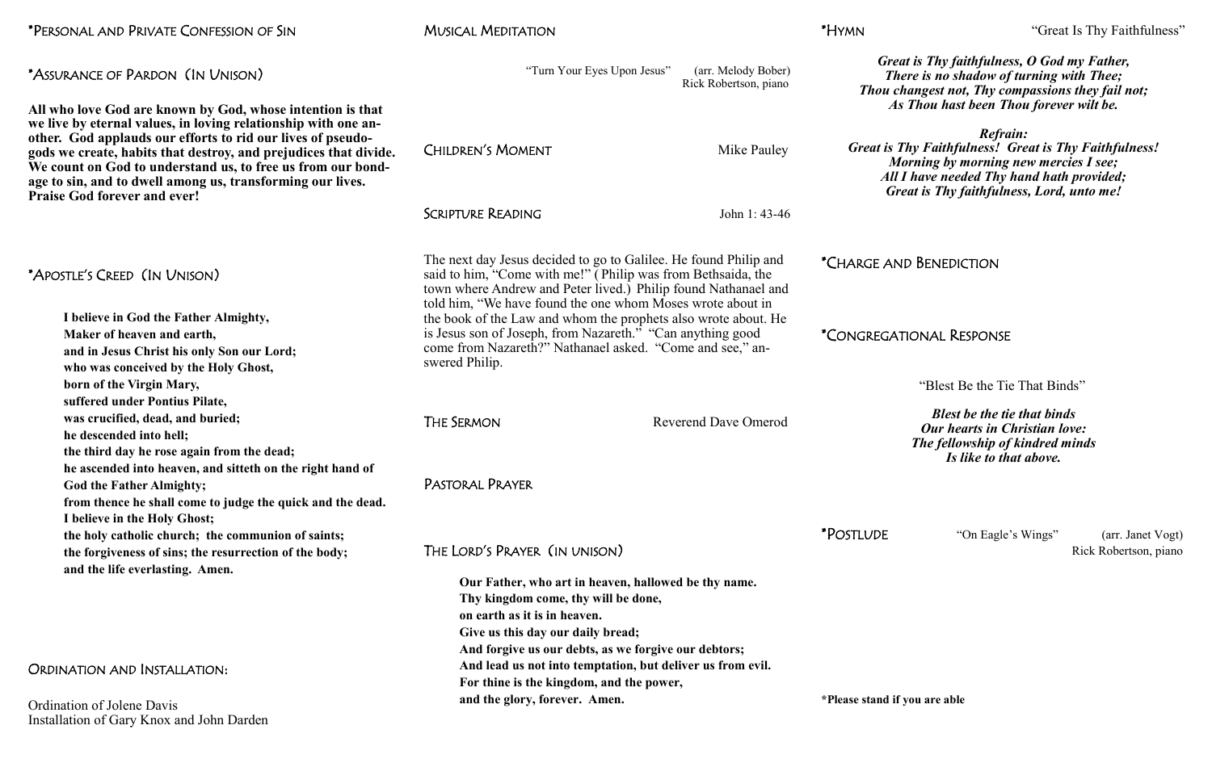## \*Personal and Private Confession of Sin

## \*Assurance of Pardon (In Unison)

**All who love God are known by God, whose intention is that we live by eternal values, in loving relationship with one another. God applauds our efforts to rid our lives of pseudo-gods we create, habits that destroy, and prejudices that divide. We count on God to understand us, to free us from our bondage to sin, and to dwell among us, transforming our lives. Praise God forever and ever!**

## \*Apostle's Creed (In Unison)

**I believe in God the Father Almighty,**
**Maker of heaven and earth,**
**and in Jesus Christ his only Son our Lord;**
**who was conceived by the Holy Ghost,**
**born of the Virgin Mary,**
**suffered under Pontius Pilate,**
**was crucified, dead, and buried;**
**he descended into hell;**
**the third day he rose again from the dead;**
**he ascended into heaven, and sitteth on the right hand of God the Father Almighty;**
**from thence he shall come to judge the quick and the dead.**
**I believe in the Holy Ghost;**
**the holy catholic church; the communion of saints;**
**the forgiveness of sins; the resurrection of the body;**
**and the life everlasting. Amen.**

## Ordination and Installation:

Ordination of Jolene Davis
Installation of Gary Knox and John Darden

## Musical Meditation

"Turn Your Eyes Upon Jesus" (arr. Melody Bober)
Rick Robertson, piano

## Children's Moment

Mike Pauley

## Scripture Reading

John 1: 43-46

The next day Jesus decided to go to Galilee. He found Philip and said to him, "Come with me!" ( Philip was from Bethsaida, the town where Andrew and Peter lived.) Philip found Nathanael and told him, "We have found the one whom Moses wrote about in the book of the Law and whom the prophets also wrote about. He is Jesus son of Joseph, from Nazareth." "Can anything good come from Nazareth?" Nathanael asked. "Come and see," answered Philip.

## The Sermon

Reverend Dave Omerod

## Pastoral Prayer

## The Lord's Prayer (in unison)

**Our Father, who art in heaven, hallowed be thy name.**
**Thy kingdom come, thy will be done,**
**on earth as it is in heaven.**
**Give us this day our daily bread;**
**And forgive us our debts, as we forgive our debtors;**
**And lead us not into temptation, but deliver us from evil.**
**For thine is the kingdom, and the power,**
**and the glory, forever. Amen.**

## \*Hymn

"Great Is Thy Faithfulness"

***Great is Thy faithfulness, O God my Father,***
***There is no shadow of turning with Thee;***
***Thou changest not, Thy compassions they fail not;***
***As Thou hast been Thou forever wilt be.***

***Refrain:***
***Great is Thy Faithfulness! Great is Thy Faithfulness!***
***Morning by morning new mercies I see;***
***All I have needed Thy hand hath provided;***
***Great is Thy faithfulness, Lord, unto me!***

## \*Charge and Benediction

## \*Congregational Response

"Blest Be the Tie That Binds"

***Blest be the tie that binds***
***Our hearts in Christian love:***
***The fellowship of kindred minds***
***Is like to that above.***

## \*Postlude

"On Eagle's Wings" (arr. Janet Vogt)
Rick Robertson, piano

**\*Please stand if you are able**